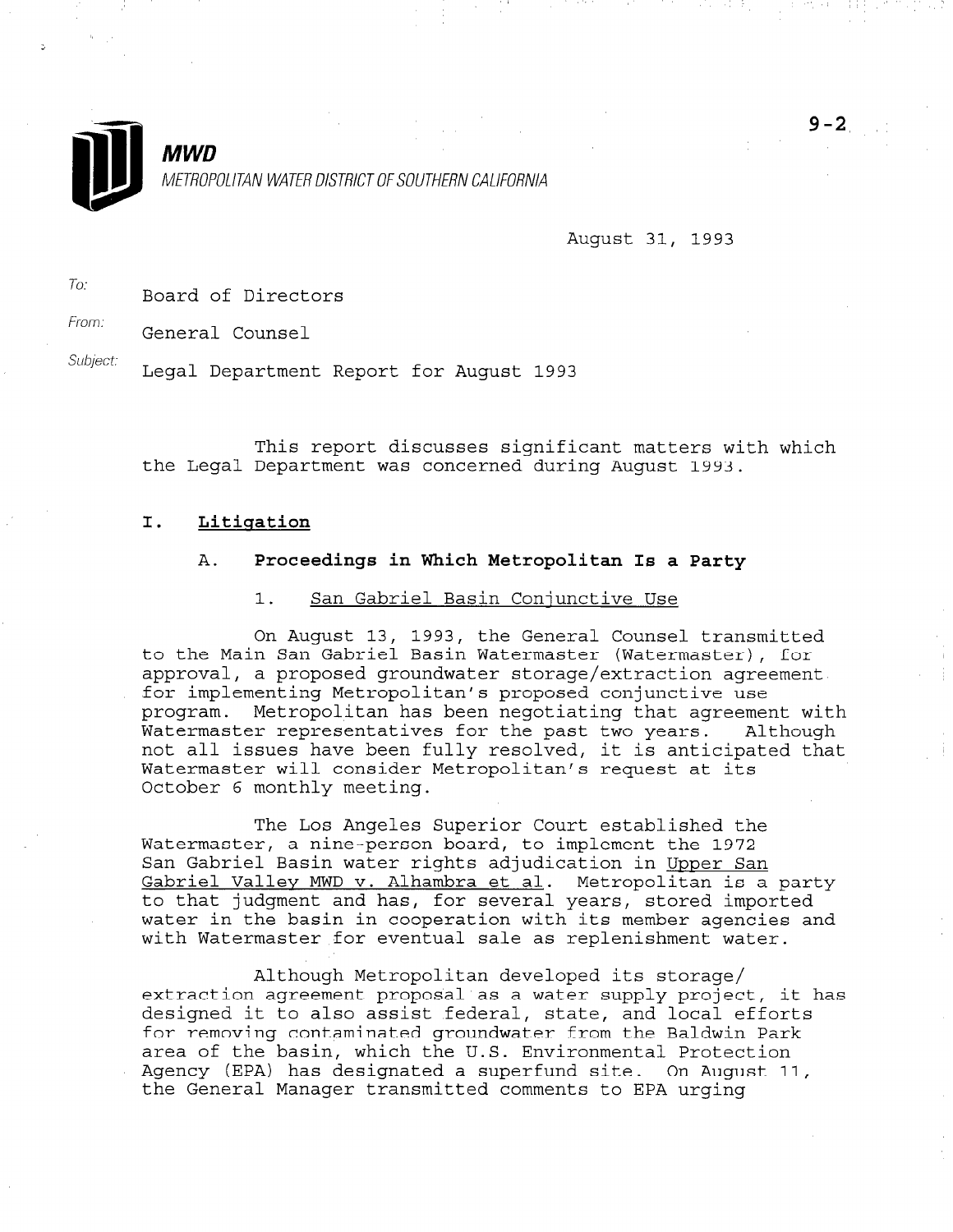**MWD**

METROPOLITAN WATER DISTRICT OF SOUTHERN CALIFORNIA

9-2

August 31, 1993

To: Board of Directors

From: General Counsel

Subject: Legal Department Report for August 1993

This report discusses significant matters with which the Legal Department was concerned during August 1993.

## I. Litigation

### A. Proceedings in Which Metropolitan Is a Party

#### 1. San Gabriel Basin Conjunctive Use

On August 13, 1993, the General Counsel transmitted to the Main San Gabriel Basin Watermaster (Watermaster), for approval, a proposed groundwater storage/extraction agreement for implementing Metropolitan's proposed conjunctive use program. Metropolitan has been negotiating that agreement with Watermaster representatives for the past two years. Although not all issues have been fully resolved, it is anticipated that Watermaster will consider Metropolitan's request at its October 6 monthly meeting.

The Los Angeles Superior Court established the Watermaster, a nine-person board, to implement the 1972 San Gabriel Basin water rights adjudication in Upper San Gabriel Valley MWD v. Alhambra et al. Metropolitan is a party to that judgment and has, for several years, stored imported water in the basin in cooperation with its member agencies and with Watermaster for eventual sale as replenishment water.

Although Metropolitan developed its storage/extraction agreement proposal as a water supply project, it has designed it to also assist federal, state, and local efforts for removing contaminated groundwater from the Baldwin Park area of the basin, which the U.S. Environmental Protection Agency (EPA) has designated a superfund site. On August 11, the General Manager transmitted comments to EPA urging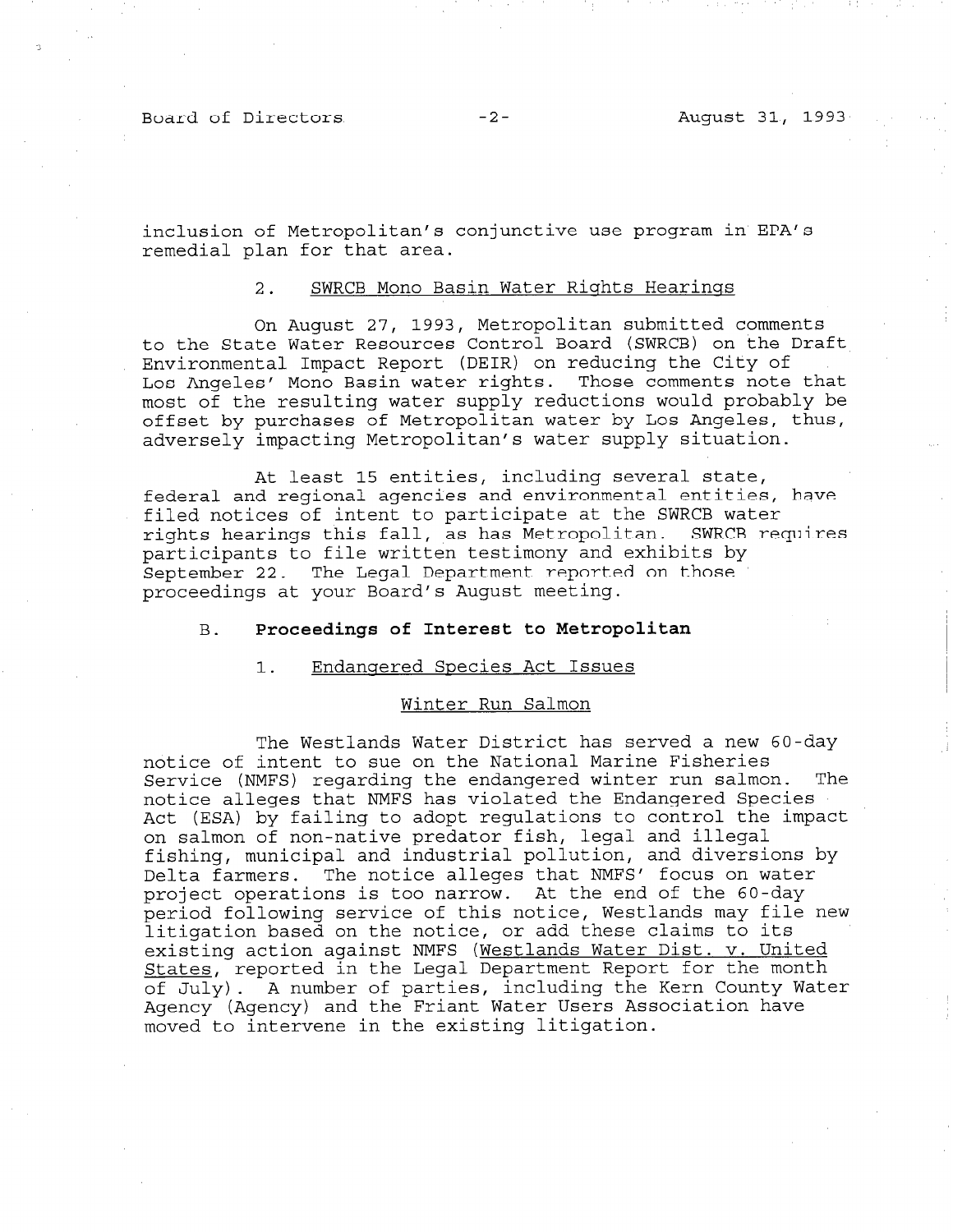inclusion of Metropolitan's conjunctive use program in EPA's remedial plan for that area.

### 2. SWRCB Mono Basin Water Rights Hearings

On August 27, 1993, Metropolitan submitted comments to the State Water Resources Control Board (SWRCB) on the Draft Environmental Impact Report (DEIR) on reducing the City of Los Angeles' Mono Basin water rights. Those comments note that most of the resulting water supply reductions would probably be offset by purchases of Metropolitan water by Los Angeles, thus, adversely impacting Metropolitan's water supply situation.

At least 15 entities, including several state, federal and regional agencies and environmental entities, have filed notices of intent to participate at the SWRCB water rights hearings this fall, as has Metropolitan. SWRCB requires participants to file written testimony and exhibits by September 22. The Legal Department reported on those proceedings at your Board's August meeting.

## B. **Proceedings of Interest to Metropolitan**

### 1. Endangered Species Act Issues

#### Winter Run Salmon

The Westlands Water District has served a new 60-day notice of intent to sue on the National Marine Fisheries Service (NMFS) regarding the endangered winter run salmon. The notice alleges that NMFS has violated the Endangered Species Act (ESA) by failing to adopt regulations to control the impact on salmon of non-native predator fish, legal and illegal fishing, municipal and industrial pollution, and diversions by Delta farmers. The notice alleges that NMFS' focus on water project operations is too narrow. At the end of the 60-day period following service of this notice, Westlands may file new litigation based on the notice, or add these claims to its existing action against NMFS (Westlands Water Dist. v. United States, reported in the Legal Department Report for the month of July). A number of parties, including the Kern County Water Agency (Agency) and the Friant Water Users Association have moved to intervene in the existing litigation.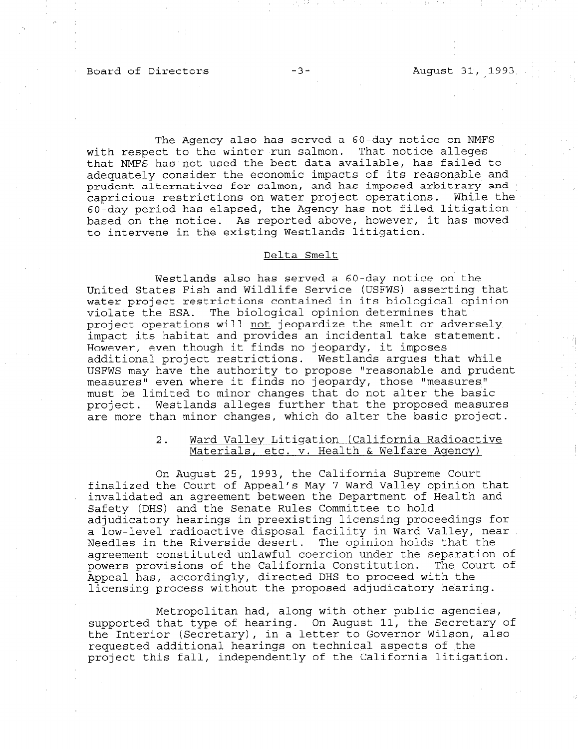The Agency also has served a 60-day notice on NMFS with respect to the winter run salmon. That notice alleges that NMFS has not used the best data available, has failed to adequately consider the economic impacts of its reasonable and prudent alternatives for salmon, and has imposed arbitrary and capricious restrictions on water project operations. While the 60-day period has elapsed, the Agency has not filed litigation based on the notice. As reported above, however, it has moved to intervene in the existing Westlands litigation.

<u>Delta Smelt</u>

Westlands also has served a 60-day notice on the United States Fish and Wildlife Service (USFWS) asserting that water project restrictions contained in its biological opinion violate the ESA. The biological opinion determines that project operations will <u>not</u> jeopardize the smelt or adversely impact its habitat and provides an incidental take statement. However, even though it finds no jeopardy, it imposes additional project restrictions. Westlands argues that while USFWS may have the authority to propose "reasonable and prudent measures" even where it finds no jeopardy, those "measures" must be limited to minor changes that do not alter the basic project. Westlands alleges further that the proposed measures are more than minor changes, which do alter the basic project.

2. <u>Ward Valley Litigation (California Radioactive Materials, etc. v. Health & Welfare Agency)</u>

On August 25, 1993, the California Supreme Court finalized the Court of Appeal's May 7 Ward Valley opinion that invalidated an agreement between the Department of Health and Safety (DHS) and the Senate Rules Committee to hold adjudicatory hearings in preexisting licensing proceedings for a low-level radioactive disposal facility in Ward Valley, near Needles in the Riverside desert. The opinion holds that the agreement constituted unlawful coercion under the separation of powers provisions of the California Constitution. The Court of Appeal has, accordingly, directed DHS to proceed with the licensing process without the proposed adjudicatory hearing.

Metropolitan had, along with other public agencies, supported that type of hearing. On August 11, the Secretary of the Interior (Secretary), in a letter to Governor Wilson, also requested additional hearings on technical aspects of the project this fall, independently of the California litigation.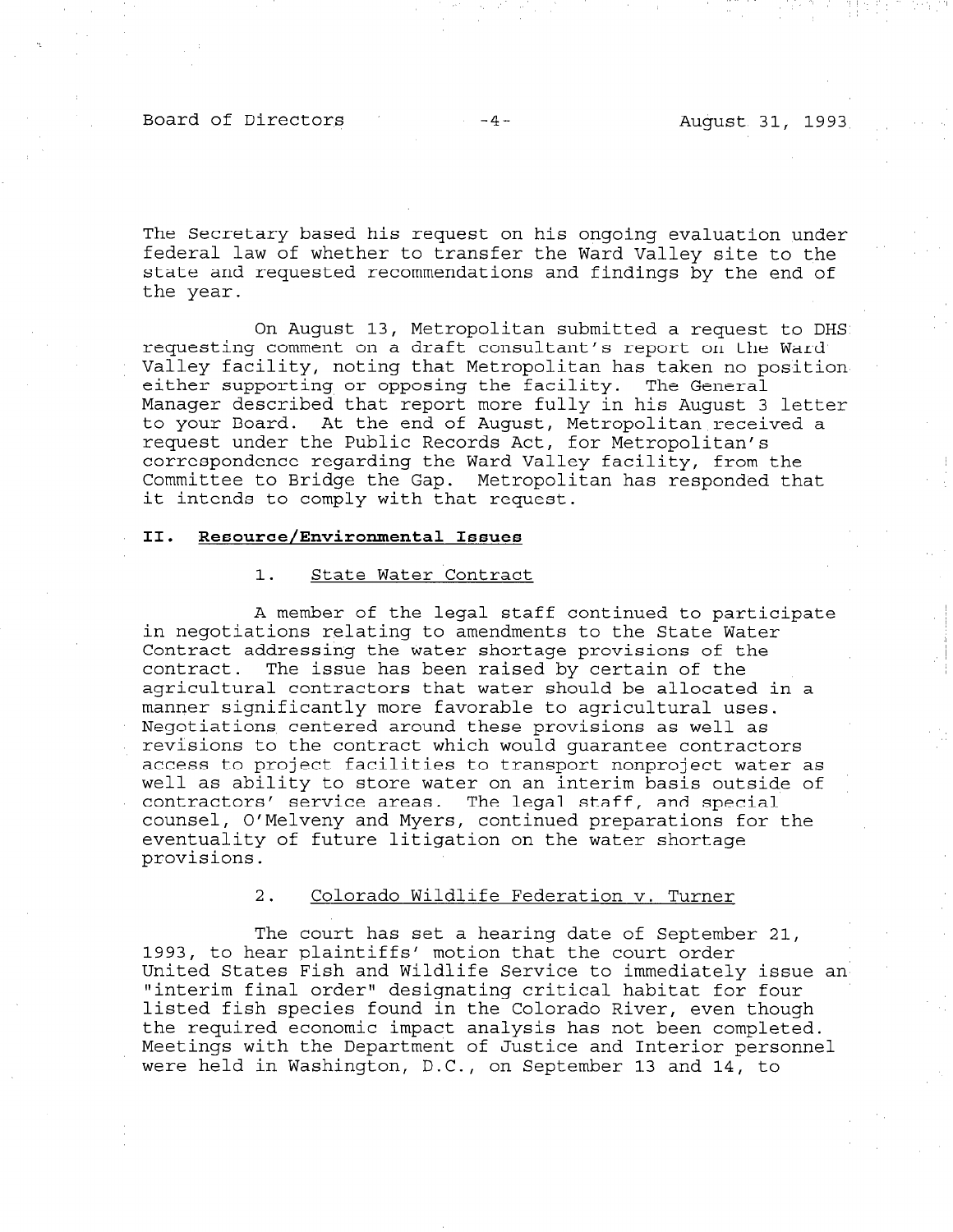The Secretary based his request on his ongoing evaluation under federal law of whether to transfer the Ward Valley site to the state and requested recommendations and findings by the end of the year.

On August 13, Metropolitan submitted a request to DHS requesting comment on a draft consultant's report on the Ward Valley facility, noting that Metropolitan has taken no position either supporting or opposing the facility. The General Manager described that report more fully in his August 3 letter to your Board. At the end of August, Metropolitan received a request under the Public Records Act, for Metropolitan's correspondence regarding the Ward Valley facility, from the Committee to Bridge the Gap. Metropolitan has responded that it intends to comply with that request.

## II. Resource/Environmental Issues

### 1. State Water Contract

A member of the legal staff continued to participate in negotiations relating to amendments to the State Water Contract addressing the water shortage provisions of the contract. The issue has been raised by certain of the agricultural contractors that water should be allocated in a manner significantly more favorable to agricultural uses. Negotiations centered around these provisions as well as revisions to the contract which would guarantee contractors access to project facilities to transport nonproject water as well as ability to store water on an interim basis outside of contractors' service areas. The legal staff, and special counsel, O'Melveny and Myers, continued preparations for the eventuality of future litigation on the water shortage provisions.

### 2. Colorado Wildlife Federation v. Turner

The court has set a hearing date of September 21, 1993, to hear plaintiffs' motion that the court order United States Fish and Wildlife Service to immediately issue an "interim final order" designating critical habitat for four listed fish species found in the Colorado River, even though the required economic impact analysis has not been completed. Meetings with the Department of Justice and Interior personnel were held in Washington, D.C., on September 13 and 14, to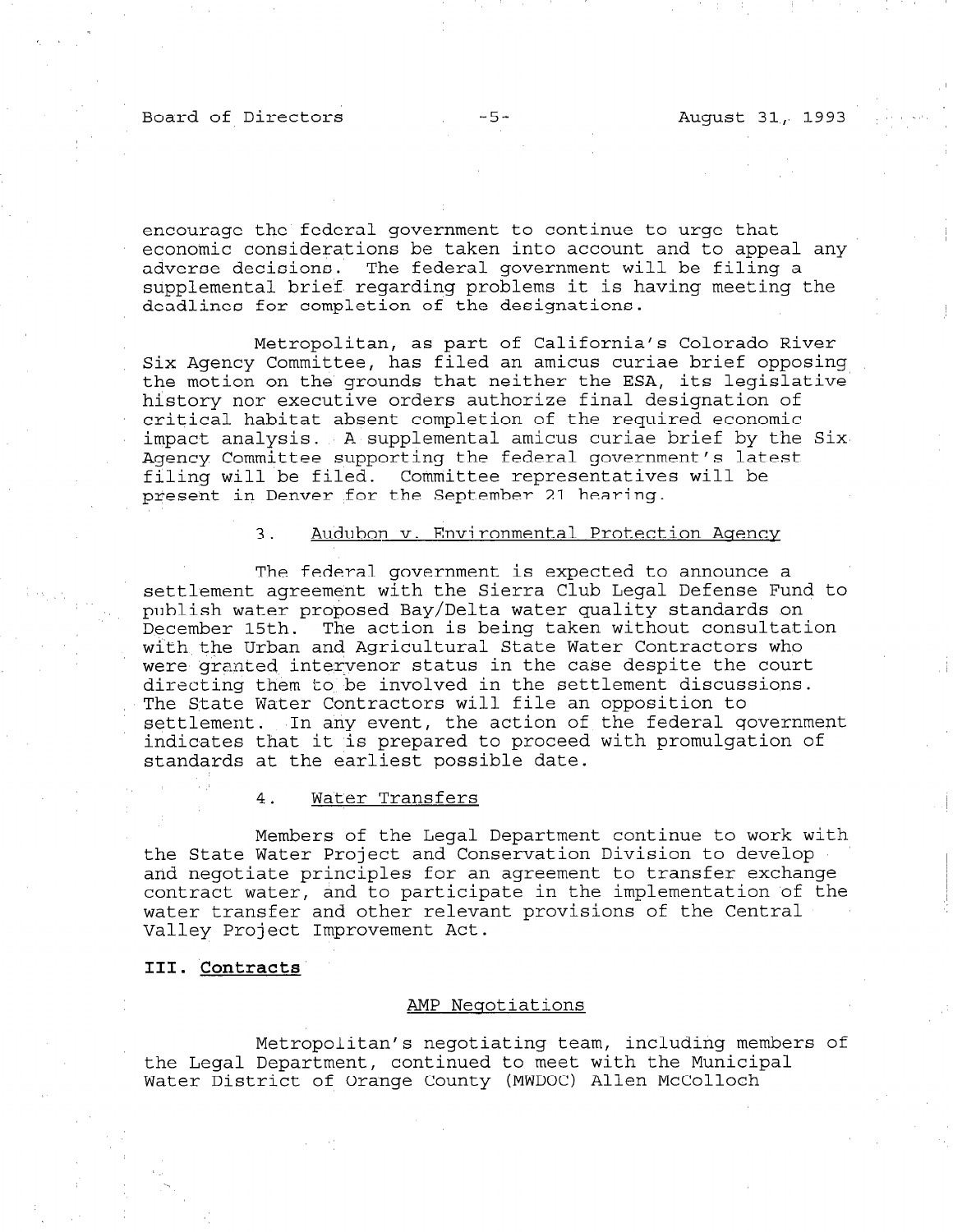encourage the federal government to continue to urge that economic considerations be taken into account and to appeal any adverse decisions. The federal government will be filing a supplemental brief regarding problems it is having meeting the deadlines for completion of the designations.

Metropolitan, as part of California's Colorado River Six Agency Committee, has filed an amicus curiae brief opposing the motion on the grounds that neither the ESA, its legislative history nor executive orders authorize final designation of critical habitat absent completion of the required economic impact analysis. A supplemental amicus curiae brief by the Six Agency Committee supporting the federal government's latest filing will be filed. Committee representatives will be present in Denver for the September 21 hearing.

3. Audubon v. Environmental Protection Agency

The federal government is expected to announce a settlement agreement with the Sierra Club Legal Defense Fund to publish water proposed Bay/Delta water quality standards on December 15th. The action is being taken without consultation with the Urban and Agricultural State Water Contractors who were granted intervenor status in the case despite the court directing them to be involved in the settlement discussions. The State Water Contractors will file an opposition to settlement. In any event, the action of the federal government indicates that it is prepared to proceed with promulgation of standards at the earliest possible date.

4. Water Transfers

Members of the Legal Department continue to work with the State Water Project and Conservation Division to develop and negotiate principles for an agreement to transfer exchange contract water, and to participate in the implementation of the water transfer and other relevant provisions of the Central Valley Project Improvement Act.

## III. Contracts

AMP Negotiations

Metropolitan's negotiating team, including members of the Legal Department, continued to meet with the Municipal Water District of Orange County (MWDOC) Allen McColloch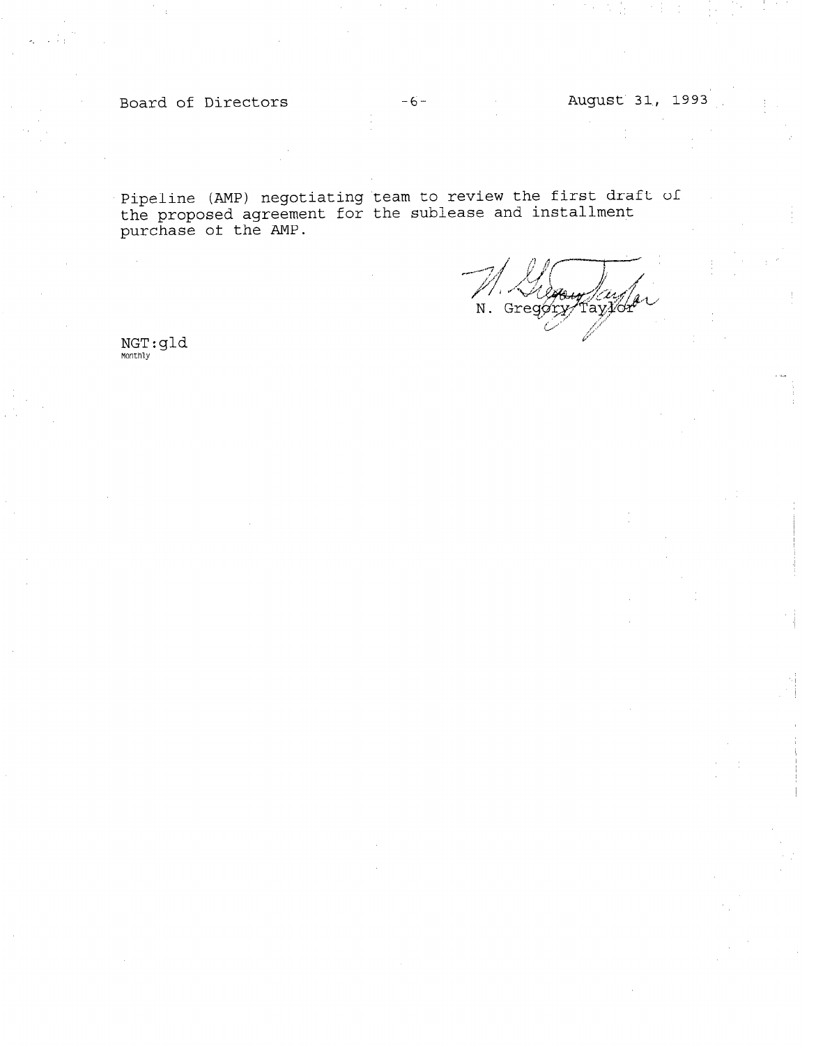Pipeline (AMP) negotiating team to review the first draft of the proposed agreement for the sublease and installment purchase of the AMP.

N. Gregory Taylor

NGT:gld
Monthly